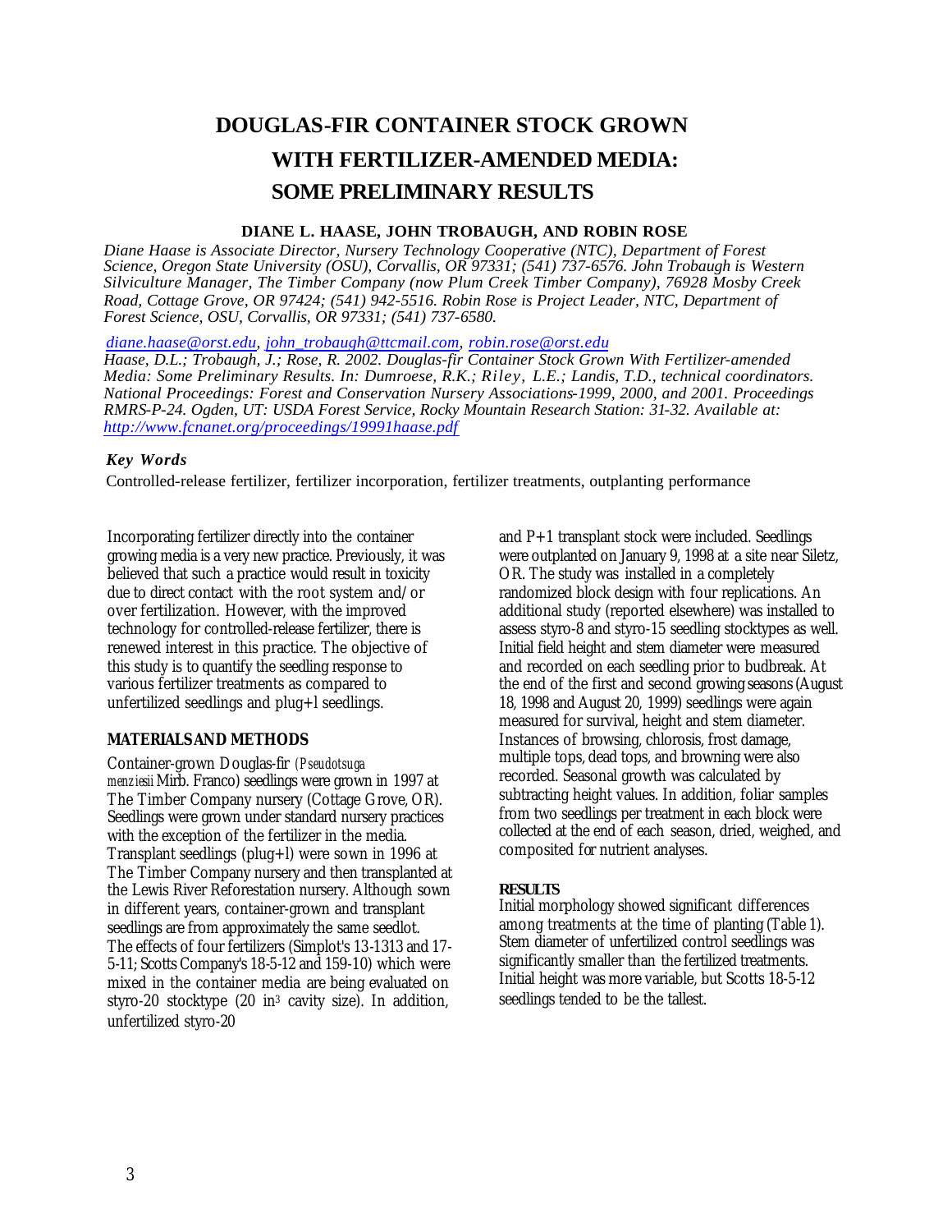# DOUGLAS-FIR CONTAINER STOCK GROWN WITH FERTILIZER-AMENDED MEDIA: SOME PRELIMINARY RESULTS

**DIANE L. HAASE, JOHN TROBAUGH, AND ROBIN ROSE**

*Diane Haase is Associate Director, Nursery Technology Cooperative (NTC), Department of Forest Science, Oregon State University (OSU), Corvallis, OR 97331; (541) 737-6576. John Trobaugh is Western Silviculture Manager, The Timber Company (now Plum Creek Timber Company), 76928 Mosby Creek Road, Cottage Grove, OR 97424; (541) 942-5516. Robin Rose is Project Leader, NTC, Department of Forest Science, OSU, Corvallis, OR 97331; (541) 737-6580.*

*diane.haase@orst.edu, john_trobaugh@ttcmail.com, robin.rose@orst.edu*

*Haase, D.L.; Trobaugh, J.; Rose, R. 2002. Douglas-fir Container Stock Grown With Fertilizer-amended Media: Some Preliminary Results. In: Dumroese, R.K.; Riley, L.E.; Landis, T.D., technical coordinators. National Proceedings: Forest and Conservation Nursery Associations-1999, 2000, and 2001. Proceedings RMRS-P-24. Ogden, UT: USDA Forest Service, Rocky Mountain Research Station: 31-32. Available at: http://www.fcnanet.org/proceedings/19991haase.pdf*

### *Key Words*

Controlled-release fertilizer, fertilizer incorporation, fertilizer treatments, outplanting performance

Incorporating fertilizer directly into the container growing media is a very new practice. Previously, it was believed that such a practice would result in toxicity due to direct contact with the root system and/or over fertilization. However, with the improved technology for controlled-release fertilizer, there is renewed interest in this practice. The objective of this study is to quantify the seedling response to various fertilizer treatments as compared to unfertilized seedlings and plug+l seedlings.

## MATERIALS AND METHODS

Container-grown Douglas-fir (*Pseudotsuga menziesii* Mirb. Franco) seedlings were grown in 1997 at The Timber Company nursery (Cottage Grove, OR). Seedlings were grown under standard nursery practices with the exception of the fertilizer in the media. Transplant seedlings (plug+l) were sown in 1996 at The Timber Company nursery and then transplanted at the Lewis River Reforestation nursery. Although sown in different years, container-grown and transplant seedlings are from approximately the same seedlot. The effects of four fertilizers (Simplot's 13-1313 and 17-5-11; Scotts Company's 18-5-12 and 159-10) which were mixed in the container media are being evaluated on styro-20 stocktype (20 $in^3$ cavity size). In addition, unfertilized styro-20 and P+1 transplant stock were included. Seedlings were outplanted on January 9, 1998 at a site near Siletz, OR. The study was installed in a completely randomized block design with four replications. An additional study (reported elsewhere) was installed to assess styro-8 and styro-15 seedling stocktypes as well. Initial field height and stem diameter were measured and recorded on each seedling prior to budbreak. At the end of the first and second growing seasons (August 18, 1998 and August 20, 1999) seedlings were again measured for survival, height and stem diameter. Instances of browsing, chlorosis, frost damage, multiple tops, dead tops, and browning were also recorded. Seasonal growth was calculated by subtracting height values. In addition, foliar samples from two seedlings per treatment in each block were collected at the end of each season, dried, weighed, and composited for nutrient analyses.

## RESULTS

Initial morphology showed significant differences among treatments at the time of planting (Table 1). Stem diameter of unfertilized control seedlings was significantly smaller than the fertilized treatments. Initial height was more variable, but Scotts 18-5-12 seedlings tended to be the tallest.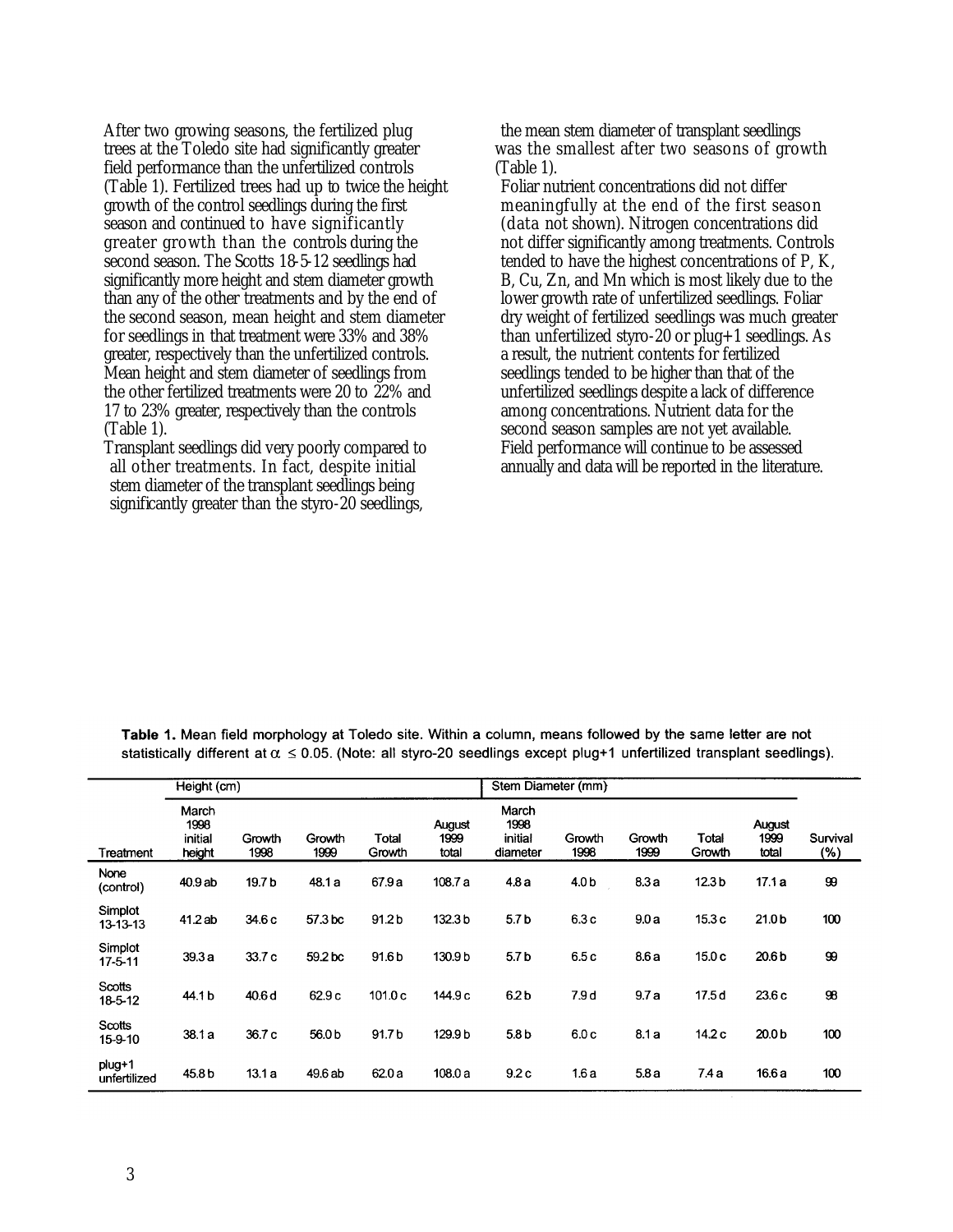After two growing seasons, the fertilized plug trees at the Toledo site had significantly greater field performance than the unfertilized controls (Table 1). Fertilized trees had up to twice the height growth of the control seedlings during the first season and continued to have significantly greater growth than the controls during the second season. The Scotts 18-5-12 seedlings had significantly more height and stem diameter growth than any of the other treatments and by the end of the second season, mean height and stem diameter for seedlings in that treatment were 33% and 38% greater, respectively than the unfertilized controls. Mean height and stem diameter of seedlings from the other fertilized treatments were 20 to 22% and 17 to 23% greater, respectively than the controls (Table 1).

Transplant seedlings did very poorly compared to all other treatments. In fact, despite initial stem diameter of the transplant seedlings being significantly greater than the styro-20 seedlings, the mean stem diameter of transplant seedlings was the smallest after two seasons of growth (Table 1).

Foliar nutrient concentrations did not differ meaningfully at the end of the first season (data not shown). Nitrogen concentrations did not differ significantly among treatments. Controls tended to have the highest concentrations of P, K, B, Cu, Zn, and Mn which is most likely due to the lower growth rate of unfertilized seedlings. Foliar dry weight of fertilized seedlings was much greater than unfertilized styro-20 or plug+1 seedlings. As a result, the nutrient contents for fertilized seedlings tended to be higher than that of the unfertilized seedlings despite a lack of difference among concentrations. Nutrient data for the second season samples are not yet available. Field performance will continue to be assessed annually and data will be reported in the literature.

**Table 1.** Mean field morphology at Toledo site. Within a column, means followed by the same letter are not statistically different at $\alpha \leq 0.05$. (Note: all styro-20 seedlings except plug+1 unfertilized transplant seedlings).

| | Height (cm) | | | | | Stem Diameter (mm) | | | | | |
|---|---|---|---|---|---|---|---|---|---|---|---|
| Treatment | March 1998 initial height | Growth 1998 | Growth 1999 | Total Growth | August 1999 total | March 1998 initial diameter | Growth 1998 | Growth 1999 | Total Growth | August 1999 total | Survival (%) |
| None (control) | 40.9 ab | 19.7 b | 48.1 a | 67.9 a | 108.7 a | 4.8 a | 4.0 b | 8.3 a | 12.3 b | 17.1 a | 99 |
| Simplot 13-13-13 | 41.2 ab | 34.6 c | 57.3 bc | 91.2 b | 132.3 b | 5.7 b | 6.3 c | 9.0 a | 15.3 c | 21.0 b | 100 |
| Simplot 17-5-11 | 39.3 a | 33.7 c | 59.2 bc | 91.6 b | 130.9 b | 5.7 b | 6.5 c | 8.6 a | 15.0 c | 20.6 b | 99 |
| Scotts 18-5-12 | 44.1 b | 40.6 d | 62.9 c | 101.0 c | 144.9 c | 6.2 b | 7.9 d | 9.7 a | 17.5 d | 23.6 c | 98 |
| Scotts 15-9-10 | 38.1 a | 36.7 c | 56.0 b | 91.7 b | 129.9 b | 5.8 b | 6.0 c | 8.1 a | 14.2 c | 20.0 b | 100 |
| plug+1 unfertilized | 45.8 b | 13.1 a | 49.6 ab | 62.0 a | 108.0 a | 9.2 c | 1.6 a | 5.8 a | 7.4 a | 16.6 a | 100 |